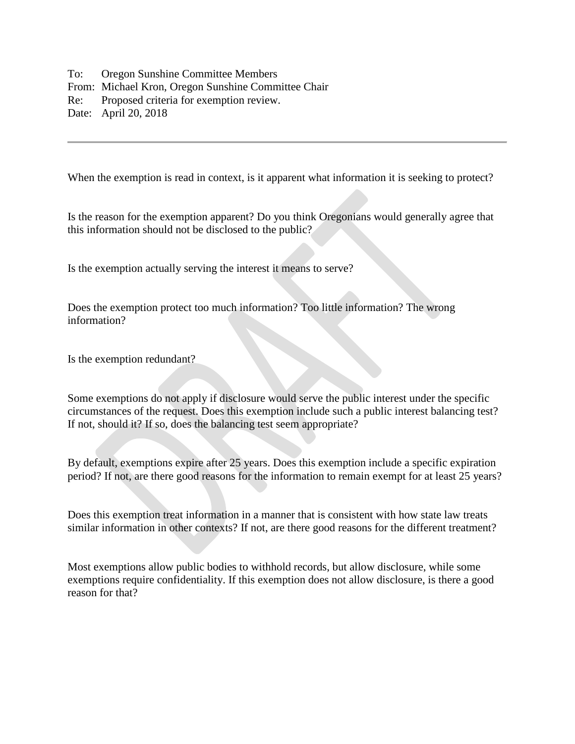To: Oregon Sunshine Committee Members
From: Michael Kron, Oregon Sunshine Committee Chair
Re: Proposed criteria for exemption review.
Date: April 20, 2018

---

When the exemption is read in context, is it apparent what information it is seeking to protect?

Is the reason for the exemption apparent? Do you think Oregonians would generally agree that this information should not be disclosed to the public?

Is the exemption actually serving the interest it means to serve?

Does the exemption protect too much information? Too little information? The wrong information?

Is the exemption redundant?

Some exemptions do not apply if disclosure would serve the public interest under the specific circumstances of the request. Does this exemption include such a public interest balancing test? If not, should it? If so, does the balancing test seem appropriate?

By default, exemptions expire after 25 years. Does this exemption include a specific expiration period? If not, are there good reasons for the information to remain exempt for at least 25 years?

Does this exemption treat information in a manner that is consistent with how state law treats similar information in other contexts? If not, are there good reasons for the different treatment?

Most exemptions allow public bodies to withhold records, but allow disclosure, while some exemptions require confidentiality. If this exemption does not allow disclosure, is there a good reason for that?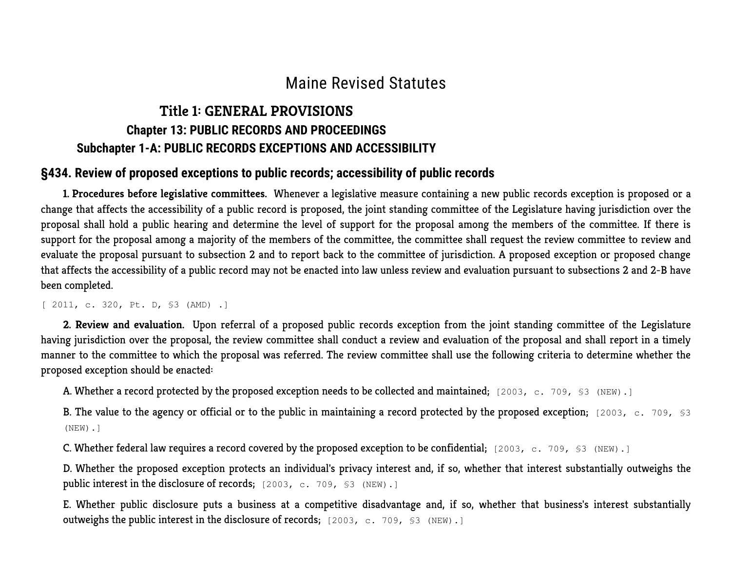# Maine Revised Statutes

## Title 1: GENERAL PROVISIONS

### Chapter 13: PUBLIC RECORDS AND PROCEEDINGS

### Subchapter 1-A: PUBLIC RECORDS EXCEPTIONS AND ACCESSIBILITY

### §434. Review of proposed exceptions to public records; accessibility of public records

**1. Procedures before legislative committees.** Whenever a legislative measure containing a new public records exception is proposed or a change that affects the accessibility of a public record is proposed, the joint standing committee of the Legislature having jurisdiction over the proposal shall hold a public hearing and determine the level of support for the proposal among the members of the committee. If there is support for the proposal among a majority of the members of the committee, the committee shall request the review committee to review and evaluate the proposal pursuant to subsection 2 and to report back to the committee of jurisdiction. A proposed exception or proposed change that affects the accessibility of a public record may not be enacted into law unless review and evaluation pursuant to subsections 2 and 2-B have been completed.

[ 2011, c. 320, Pt. D, §3 (AMD) .]

**2. Review and evaluation.** Upon referral of a proposed public records exception from the joint standing committee of the Legislature having jurisdiction over the proposal, the review committee shall conduct a review and evaluation of the proposal and shall report in a timely manner to the committee to which the proposal was referred. The review committee shall use the following criteria to determine whether the proposed exception should be enacted:

A. Whether a record protected by the proposed exception needs to be collected and maintained; [2003, c. 709, §3 (NEW).]

B. The value to the agency or official or to the public in maintaining a record protected by the proposed exception; [2003, c. 709, §3 (NEW).]

C. Whether federal law requires a record covered by the proposed exception to be confidential; [2003, c. 709, §3 (NEW).]

D. Whether the proposed exception protects an individual's privacy interest and, if so, whether that interest substantially outweighs the public interest in the disclosure of records; [2003, c. 709, §3 (NEW).]

E. Whether public disclosure puts a business at a competitive disadvantage and, if so, whether that business's interest substantially outweighs the public interest in the disclosure of records; [2003, c. 709, §3 (NEW).]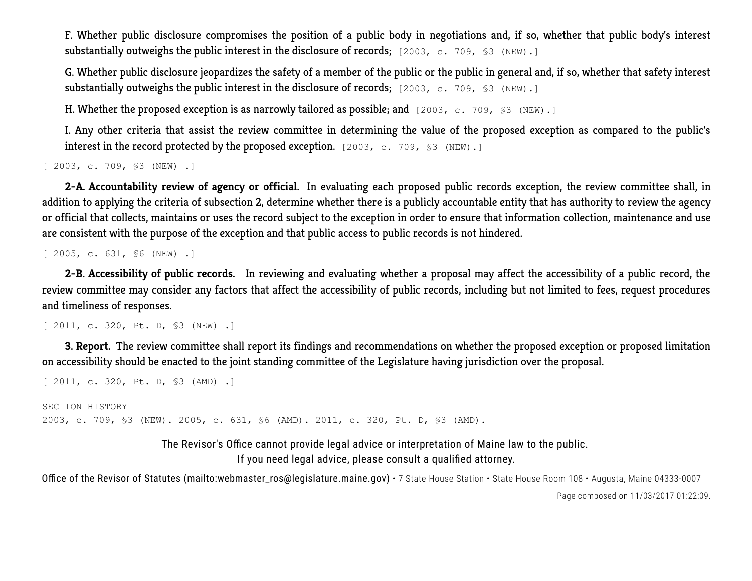F. Whether public disclosure compromises the position of a public body in negotiations and, if so, whether that public body's interest substantially outweighs the public interest in the disclosure of records; [2003, c. 709, §3 (NEW).]

G. Whether public disclosure jeopardizes the safety of a member of the public or the public in general and, if so, whether that safety interest substantially outweighs the public interest in the disclosure of records; [2003, c. 709, §3 (NEW).]

H. Whether the proposed exception is as narrowly tailored as possible; and [2003, c. 709, §3 (NEW).]

I. Any other criteria that assist the review committee in determining the value of the proposed exception as compared to the public's interest in the record protected by the proposed exception. [2003, c. 709, §3 (NEW).]

[ 2003, c. 709, §3 (NEW) .]

**2-A. Accountability review of agency or official.** In evaluating each proposed public records exception, the review committee shall, in addition to applying the criteria of subsection 2, determine whether there is a publicly accountable entity that has authority to review the agency or official that collects, maintains or uses the record subject to the exception in order to ensure that information collection, maintenance and use are consistent with the purpose of the exception and that public access to public records is not hindered.

[ 2005, c. 631, §6 (NEW) .]

**2-B. Accessibility of public records.** In reviewing and evaluating whether a proposal may affect the accessibility of a public record, the review committee may consider any factors that affect the accessibility of public records, including but not limited to fees, request procedures and timeliness of responses.

[ 2011, c. 320, Pt. D, §3 (NEW) .]

**3. Report.** The review committee shall report its findings and recommendations on whether the proposed exception or proposed limitation on accessibility should be enacted to the joint standing committee of the Legislature having jurisdiction over the proposal.

[ 2011, c. 320, Pt. D, §3 (AMD) .]

SECTION HISTORY
2003, c. 709, §3 (NEW). 2005, c. 631, §6 (AMD). 2011, c. 320, Pt. D, §3 (AMD).

The Revisor's Office cannot provide legal advice or interpretation of Maine law to the public.
If you need legal advice, please consult a qualified attorney.

Office of the Revisor of Statutes (mailto:webmaster_ros@legislature.maine.gov) • 7 State House Station • State House Room 108 • Augusta, Maine 04333-0007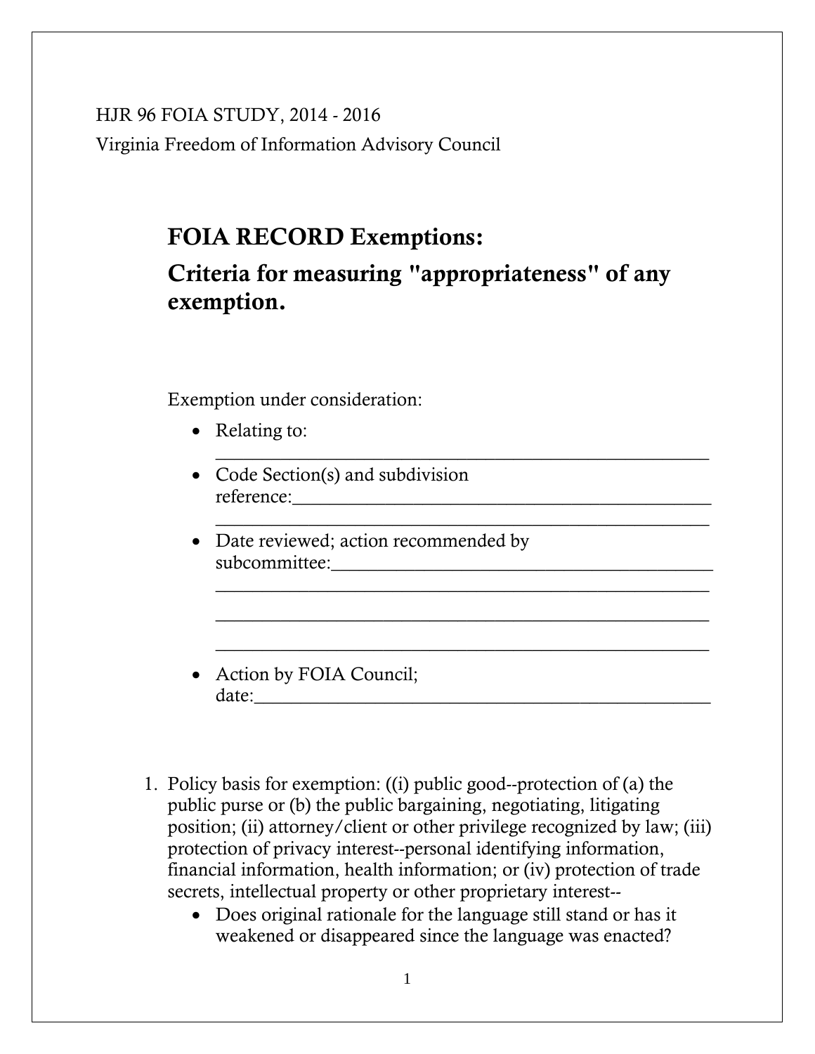HJR 96 FOIA STUDY, 2014 - 2016

Virginia Freedom of Information Advisory Council

## FOIA RECORD Exemptions:

## Criteria for measuring "appropriateness" of any exemption.

Exemption under consideration:

- Relating to: ______________________________________________
- Code Section(s) and subdivision reference:______________________________________________ ______________________________________________
- Date reviewed; action recommended by subcommittee:______________________________________________ ______________________________________________ ______________________________________________ ______________________________________________
- Action by FOIA Council; date:______________________________________________

1. Policy basis for exemption: ((i) public good--protection of (a) the public purse or (b) the public bargaining, negotiating, litigating position; (ii) attorney/client or other privilege recognized by law; (iii) protection of privacy interest--personal identifying information, financial information, health information; or (iv) protection of trade secrets, intellectual property or other proprietary interest--
   - Does original rationale for the language still stand or has it weakened or disappeared since the language was enacted?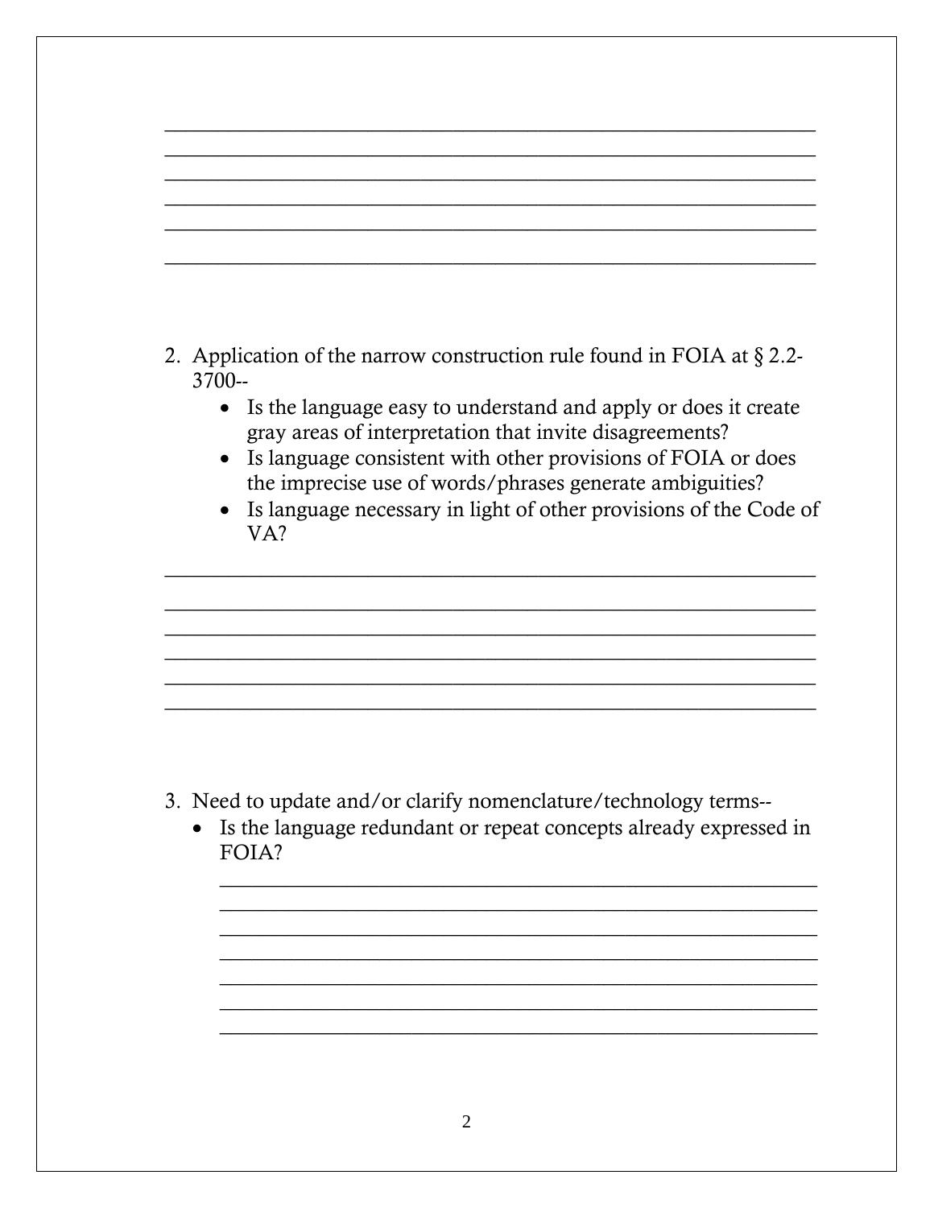2. Application of the narrow construction rule found in FOIA at § 2.2-3700--
   - Is the language easy to understand and apply or does it create gray areas of interpretation that invite disagreements?
   - Is language consistent with other provisions of FOIA or does the imprecise use of words/phrases generate ambiguities?
   - Is language necessary in light of other provisions of the Code of VA?

3. Need to update and/or clarify nomenclature/technology terms--
   - Is the language redundant or repeat concepts already expressed in FOIA?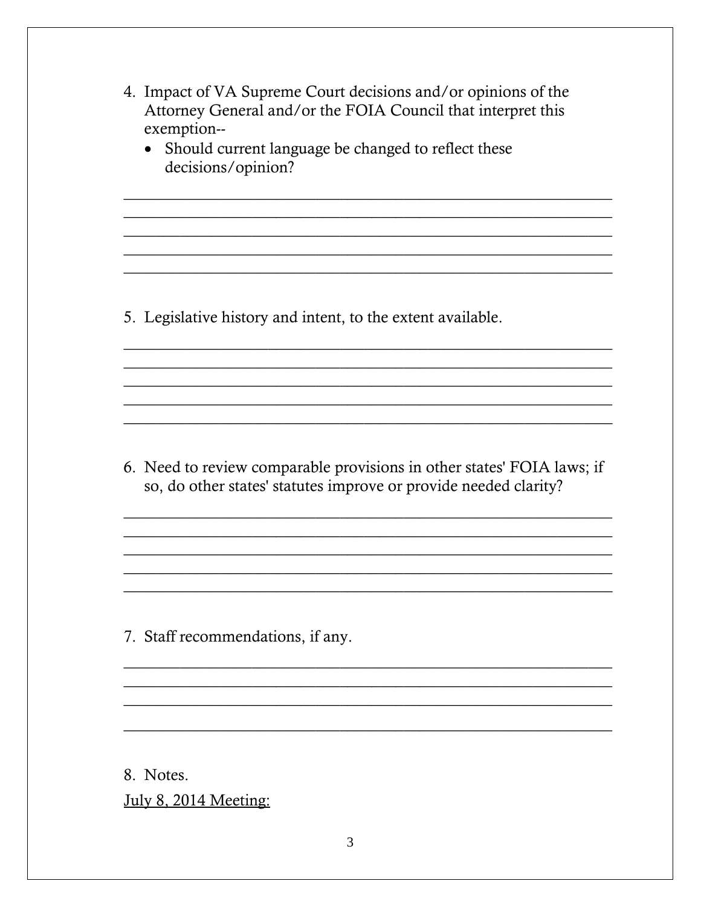4. Impact of VA Supreme Court decisions and/or opinions of the Attorney General and/or the FOIA Council that interpret this exemption--
   - Should current language be changed to reflect these decisions/opinion?

_______________________________________________________________
_______________________________________________________________
_______________________________________________________________
_______________________________________________________________
_______________________________________________________________

5. Legislative history and intent, to the extent available.

_______________________________________________________________
_______________________________________________________________
_______________________________________________________________
_______________________________________________________________
_______________________________________________________________

6. Need to review comparable provisions in other states' FOIA laws; if so, do other states' statutes improve or provide needed clarity?

_______________________________________________________________
_______________________________________________________________
_______________________________________________________________
_______________________________________________________________
_______________________________________________________________

7. Staff recommendations, if any.

_______________________________________________________________
_______________________________________________________________
_______________________________________________________________
_______________________________________________________________

8. Notes.

<u>July 8, 2014 Meeting:</u>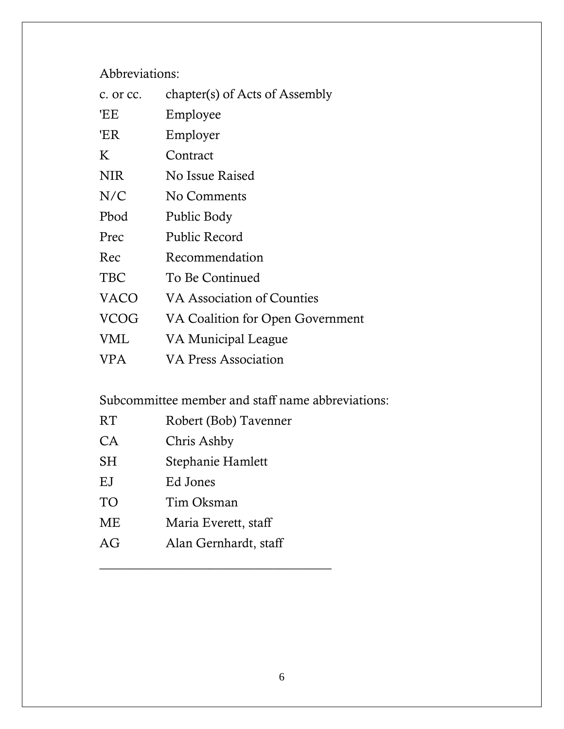Abbreviations:

| | |
|---|---|
| c. or cc. | chapter(s) of Acts of Assembly |
| 'EE | Employee |
| 'ER | Employer |
| K | Contract |
| NIR | No Issue Raised |
| N/C | No Comments |
| Pbod | Public Body |
| Prec | Public Record |
| Rec | Recommendation |
| TBC | To Be Continued |
| VACO | VA Association of Counties |
| VCOG | VA Coalition for Open Government |
| VML | VA Municipal League |
| VPA | VA Press Association |

Subcommittee member and staff name abbreviations:

| | |
|---|---|
| RT | Robert (Bob) Tavenner |
| CA | Chris Ashby |
| SH | Stephanie Hamlett |
| EJ | Ed Jones |
| TO | Tim Oksman |
| ME | Maria Everett, staff |
| AG | Alan Gernhardt, staff |

---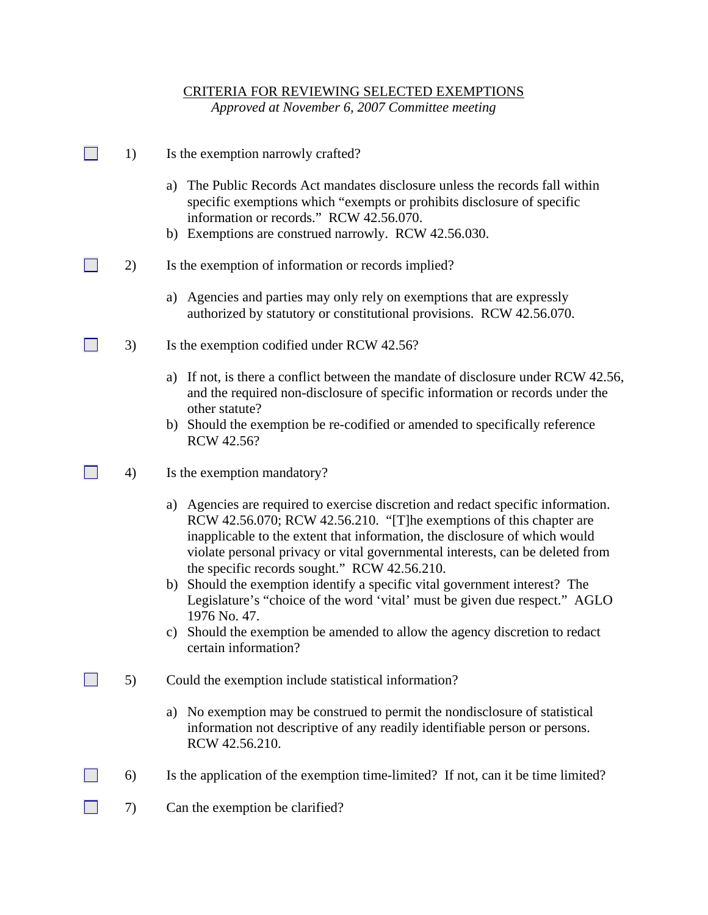CRITERIA FOR REVIEWING SELECTED EXEMPTIONS

*Approved at November 6, 2007 Committee meeting*

☐ 1) Is the exemption narrowly crafted?

   a) The Public Records Act mandates disclosure unless the records fall within specific exemptions which "exempts or prohibits disclosure of specific information or records." RCW 42.56.070.
   b) Exemptions are construed narrowly. RCW 42.56.030.

☐ 2) Is the exemption of information or records implied?

   a) Agencies and parties may only rely on exemptions that are expressly authorized by statutory or constitutional provisions. RCW 42.56.070.

☐ 3) Is the exemption codified under RCW 42.56?

   a) If not, is there a conflict between the mandate of disclosure under RCW 42.56, and the required non-disclosure of specific information or records under the other statute?
   b) Should the exemption be re-codified or amended to specifically reference RCW 42.56?

☐ 4) Is the exemption mandatory?

   a) Agencies are required to exercise discretion and redact specific information. RCW 42.56.070; RCW 42.56.210. "[T]he exemptions of this chapter are inapplicable to the extent that information, the disclosure of which would violate personal privacy or vital governmental interests, can be deleted from the specific records sought." RCW 42.56.210.
   b) Should the exemption identify a specific vital government interest? The Legislature's "choice of the word 'vital' must be given due respect." AGLO 1976 No. 47.
   c) Should the exemption be amended to allow the agency discretion to redact certain information?

☐ 5) Could the exemption include statistical information?

   a) No exemption may be construed to permit the nondisclosure of statistical information not descriptive of any readily identifiable person or persons. RCW 42.56.210.

☐ 6) Is the application of the exemption time-limited? If not, can it be time limited?

☐ 7) Can the exemption be clarified?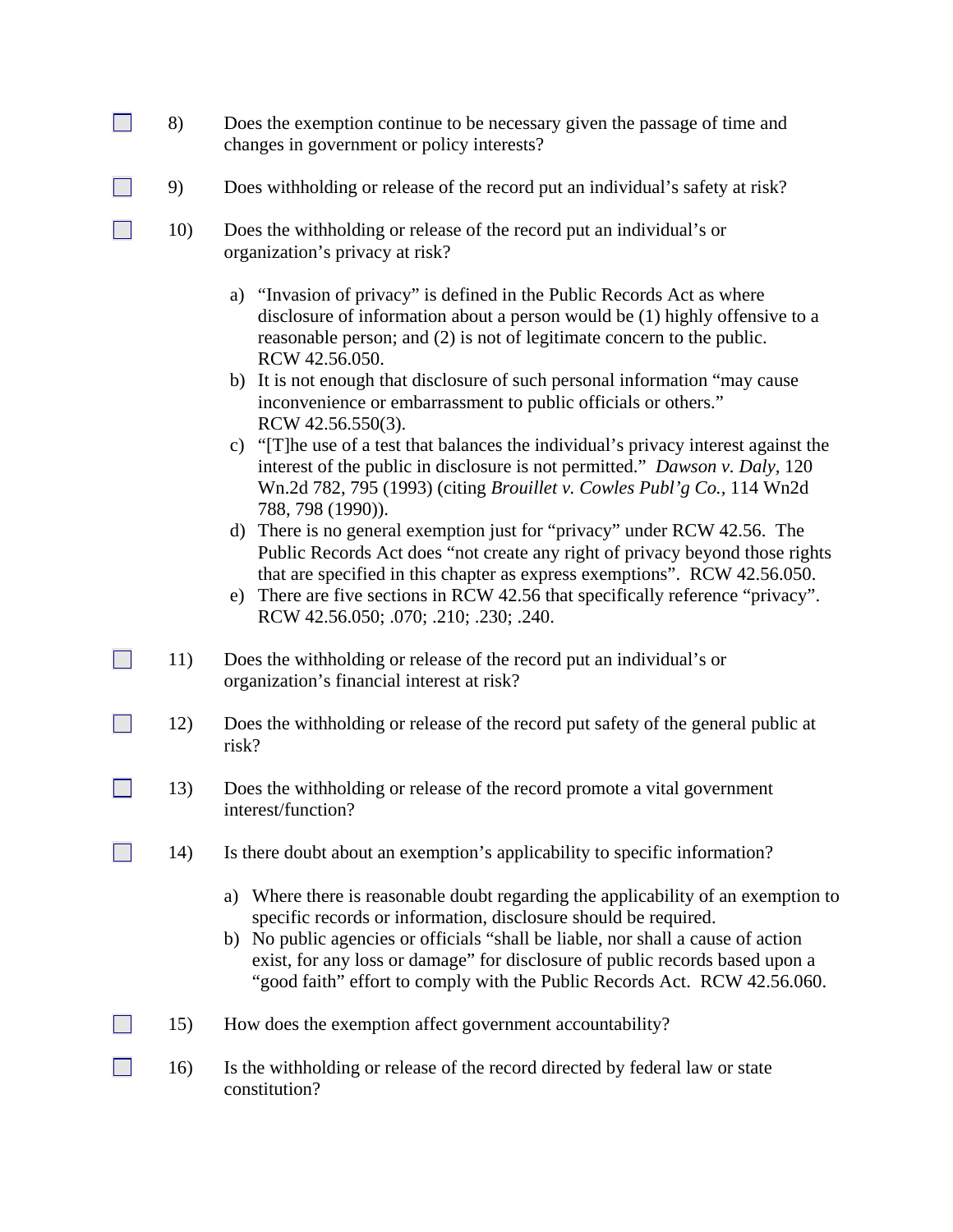- [ ] 8) Does the exemption continue to be necessary given the passage of time and changes in government or policy interests?

- [ ] 9) Does withholding or release of the record put an individual's safety at risk?

- [ ] 10) Does the withholding or release of the record put an individual's or organization's privacy at risk?

   a) "Invasion of privacy" is defined in the Public Records Act as where disclosure of information about a person would be (1) highly offensive to a reasonable person; and (2) is not of legitimate concern to the public. RCW 42.56.050.
   b) It is not enough that disclosure of such personal information "may cause inconvenience or embarrassment to public officials or others." RCW 42.56.550(3).
   c) "[T]he use of a test that balances the individual's privacy interest against the interest of the public in disclosure is not permitted." *Dawson v. Daly*, 120 Wn.2d 782, 795 (1993) (citing *Brouillet v. Cowles Publ'g Co.*, 114 Wn2d 788, 798 (1990)).
   d) There is no general exemption just for "privacy" under RCW 42.56. The Public Records Act does "not create any right of privacy beyond those rights that are specified in this chapter as express exemptions". RCW 42.56.050.
   e) There are five sections in RCW 42.56 that specifically reference "privacy". RCW 42.56.050; .070; .210; .230; .240.

- [ ] 11) Does the withholding or release of the record put an individual's or organization's financial interest at risk?

- [ ] 12) Does the withholding or release of the record put safety of the general public at risk?

- [ ] 13) Does the withholding or release of the record promote a vital government interest/function?

- [ ] 14) Is there doubt about an exemption's applicability to specific information?

   a) Where there is reasonable doubt regarding the applicability of an exemption to specific records or information, disclosure should be required.
   b) No public agencies or officials "shall be liable, nor shall a cause of action exist, for any loss or damage" for disclosure of public records based upon a "good faith" effort to comply with the Public Records Act. RCW 42.56.060.

- [ ] 15) How does the exemption affect government accountability?

- [ ] 16) Is the withholding or release of the record directed by federal law or state constitution?